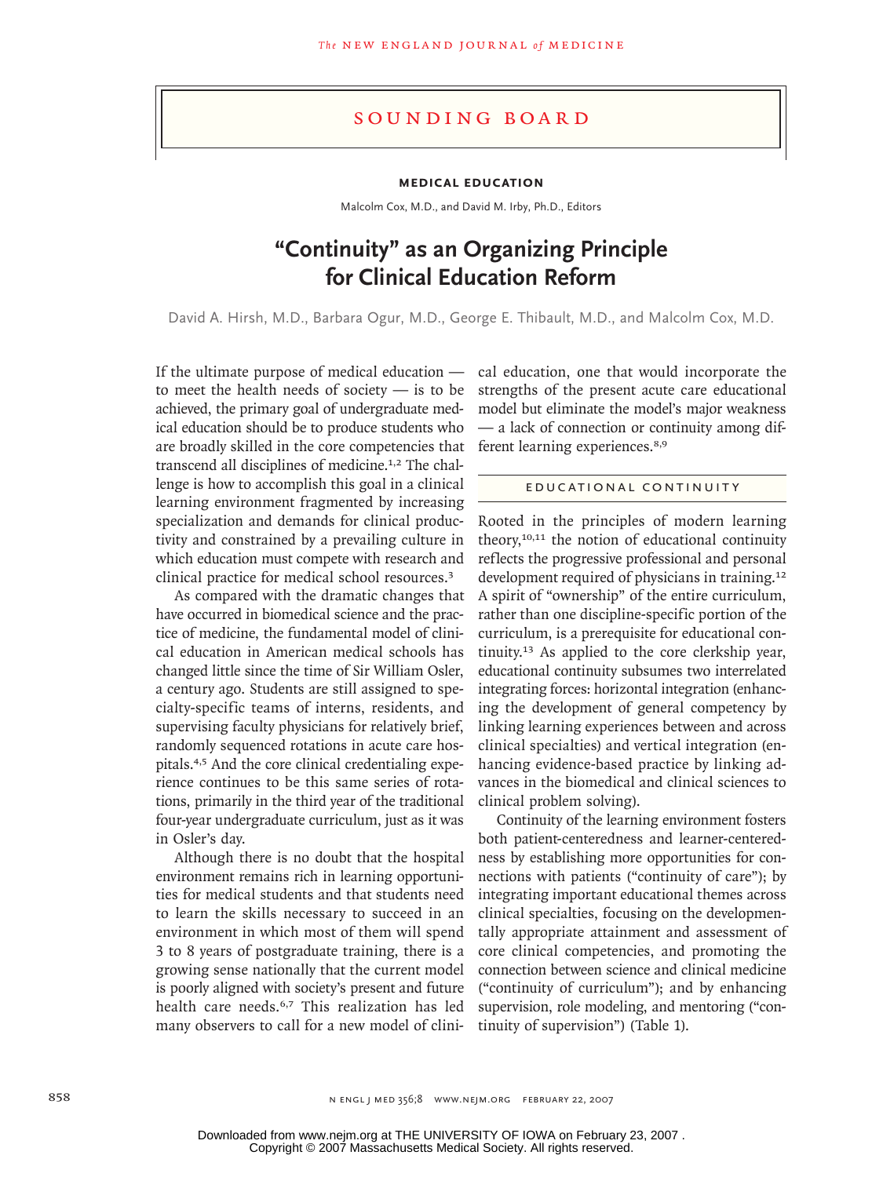# Sounding Board

## Medical Education

Malcolm Cox, M.D., and David M. Irby, Ph.D., Editors

# "Continuity" as an Organizing Principle for Clinical Education Reform

David A. Hirsh, M.D., Barbara Ogur, M.D., George E. Thibault, M.D., and Malcolm Cox, M.D.

If the ultimate purpose of medical education — to meet the health needs of society — is to be achieved, the primary goal of undergraduate medical education should be to produce students who are broadly skilled in the core competencies that transcend all disciplines of medicine.[1,2] The challenge is how to accomplish this goal in a clinical learning environment fragmented by increasing specialization and demands for clinical productivity and constrained by a prevailing culture in which education must compete with research and clinical practice for medical school resources.[3]

As compared with the dramatic changes that have occurred in biomedical science and the practice of medicine, the fundamental model of clinical education in American medical schools has changed little since the time of Sir William Osler, a century ago. Students are still assigned to specialty-specific teams of interns, residents, and supervising faculty physicians for relatively brief, randomly sequenced rotations in acute care hospitals.[4,5] And the core clinical credentialing experience continues to be this same series of rotations, primarily in the third year of the traditional four-year undergraduate curriculum, just as it was in Osler's day.

Although there is no doubt that the hospital environment remains rich in learning opportunities for medical students and that students need to learn the skills necessary to succeed in an environment in which most of them will spend 3 to 8 years of postgraduate training, there is a growing sense nationally that the current model is poorly aligned with society's present and future health care needs.[6,7] This realization has led many observers to call for a new model of clinical education, one that would incorporate the strengths of the present acute care educational model but eliminate the model's major weakness — a lack of connection or continuity among different learning experiences.[8,9]

## Educational Continuity

Rooted in the principles of modern learning theory,[10,11] the notion of educational continuity reflects the progressive professional and personal development required of physicians in training.[12] A spirit of "ownership" of the entire curriculum, rather than one discipline-specific portion of the curriculum, is a prerequisite for educational continuity.[13] As applied to the core clerkship year, educational continuity subsumes two interrelated integrating forces: horizontal integration (enhancing the development of general competency by linking learning experiences between and across clinical specialties) and vertical integration (enhancing evidence-based practice by linking advances in the biomedical and clinical sciences to clinical problem solving).

Continuity of the learning environment fosters both patient-centeredness and learner-centeredness by establishing more opportunities for connections with patients ("continuity of care"); by integrating important educational themes across clinical specialties, focusing on the developmentally appropriate attainment and assessment of core clinical competencies, and promoting the connection between science and clinical medicine ("continuity of curriculum"); and by enhancing supervision, role modeling, and mentoring ("continuity of supervision") (Table 1).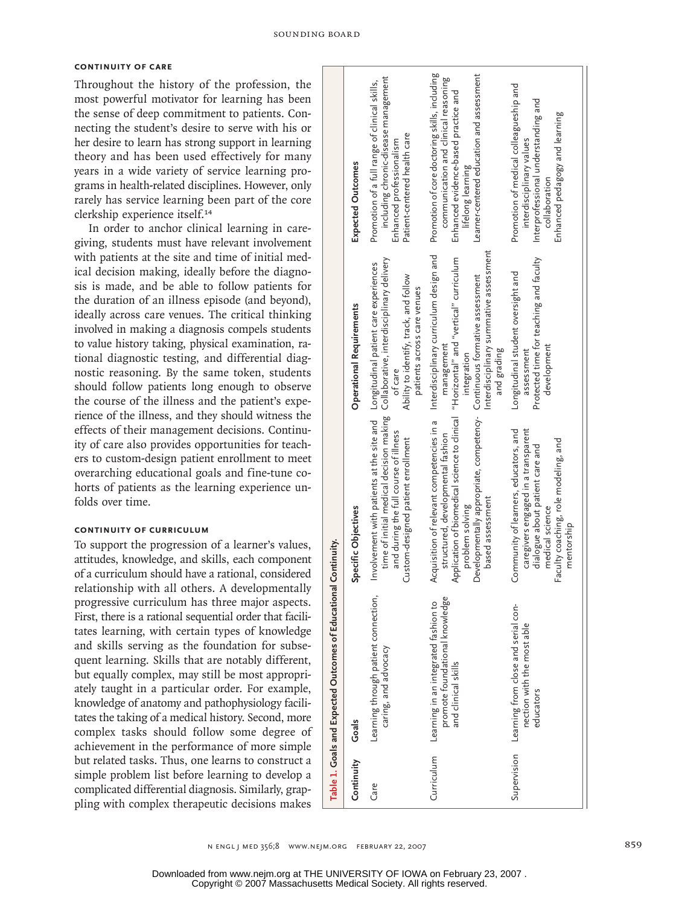## CONTINUITY OF CARE

Throughout the history of the profession, the most powerful motivator for learning has been the sense of deep commitment to patients. Connecting the student's desire to serve with his or her desire to learn has strong support in learning theory and has been used effectively for many years in a wide variety of service learning programs in health-related disciplines. However, only rarely has service learning been part of the core clerkship experience itself.[14]

In order to anchor clinical learning in caregiving, students must have relevant involvement with patients at the site and time of initial medical decision making, ideally before the diagnosis is made, and be able to follow patients for the duration of an illness episode (and beyond), ideally across care venues. The critical thinking involved in making a diagnosis compels students to value history taking, physical examination, rational diagnostic testing, and differential diagnostic reasoning. By the same token, students should follow patients long enough to observe the course of the illness and the patient's experience of the illness, and they should witness the effects of their management decisions. Continuity of care also provides opportunities for teachers to custom-design patient enrollment to meet overarching educational goals and fine-tune cohorts of patients as the learning experience unfolds over time.

## CONTINUITY OF CURRICULUM

To support the progression of a learner's values, attitudes, knowledge, and skills, each component of a curriculum should have a rational, considered relationship with all others. A developmentally progressive curriculum has three major aspects. First, there is a rational sequential order that facilitates learning, with certain types of knowledge and skills serving as the foundation for subsequent learning. Skills that are notably different, but equally complex, may still be most appropriately taught in a particular order. For example, knowledge of anatomy and pathophysiology facilitates the taking of a medical history. Second, more complex tasks should follow some degree of achievement in the performance of more simple but related tasks. Thus, one learns to construct a simple problem list before learning to develop a complicated differential diagnosis. Similarly, grappling with complex therapeutic decisions makes

**Table 1. Goals and Expected Outcomes of Educational Continuity.**

| Continuity | Goals | Specific Objectives | Operational Requirements | Expected Outcomes |
|---|---|---|---|---|
| Care | Learning through patient connection, caring, and advocacy | Involvement with patients at the site and time of initial medical decision making and during the full course of illness<br>Custom-designed patient enrollment | Longitudinal patient care experiences<br>Collaborative, interdisciplinary delivery of care<br>Ability to identify, track, and follow patients across care venues | Promotion of a full range of clinical skills, including chronic-disease management<br>Enhanced professionalism<br>Patient-centered health care |
| Curriculum | Learning in an integrated fashion to promote foundational knowledge and clinical skills | Acquisition of relevant competencies in a structured, developmental fashion<br>Application of biomedical science to clinical problem solving<br>Developmentally appropriate, competency-based assessment | Interdisciplinary curriculum design and management<br>"Horizontal" and "vertical" curriculum integration<br>Continuous formative assessment<br>Interdisciplinary summative assessment and grading | Promotion of core doctoring skills, including communication and clinical reasoning<br>Enhanced evidence-based practice and lifelong learning<br>Learner-centered education and assessment |
| Supervision | Learning from close and serial connection with the most able educators | Community of learners, educators, and caregivers engaged in a transparent dialogue about patient care and medical science<br>Faculty coaching, role modeling, and mentorship | Longitudinal student oversight and assessment<br>Protected time for teaching and faculty development | Promotion of medical colleagueship and interdisciplinary values<br>Interprofessional understanding and collaboration<br>Enhanced pedagogy and learning |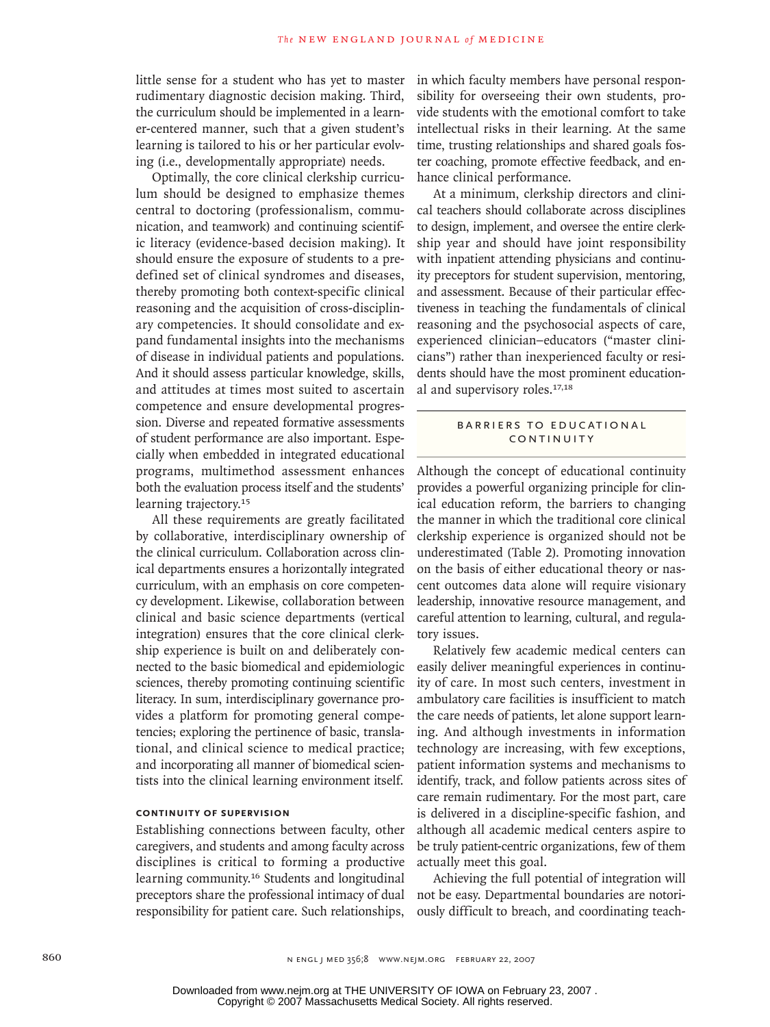little sense for a student who has yet to master rudimentary diagnostic decision making. Third, the curriculum should be implemented in a learner-centered manner, such that a given student's learning is tailored to his or her particular evolving (i.e., developmentally appropriate) needs.

Optimally, the core clinical clerkship curriculum should be designed to emphasize themes central to doctoring (professionalism, communication, and teamwork) and continuing scientific literacy (evidence-based decision making). It should ensure the exposure of students to a predefined set of clinical syndromes and diseases, thereby promoting both context-specific clinical reasoning and the acquisition of cross-disciplinary competencies. It should consolidate and expand fundamental insights into the mechanisms of disease in individual patients and populations. And it should assess particular knowledge, skills, and attitudes at times most suited to ascertain competence and ensure developmental progression. Diverse and repeated formative assessments of student performance are also important. Especially when embedded in integrated educational programs, multimethod assessment enhances both the evaluation process itself and the students' learning trajectory.[15]

All these requirements are greatly facilitated by collaborative, interdisciplinary ownership of the clinical curriculum. Collaboration across clinical departments ensures a horizontally integrated curriculum, with an emphasis on core competency development. Likewise, collaboration between clinical and basic science departments (vertical integration) ensures that the core clinical clerkship experience is built on and deliberately connected to the basic biomedical and epidemiologic sciences, thereby promoting continuing scientific literacy. In sum, interdisciplinary governance provides a platform for promoting general competencies; exploring the pertinence of basic, translational, and clinical science to medical practice; and incorporating all manner of biomedical scientists into the clinical learning environment itself.

#### CONTINUITY OF SUPERVISION

Establishing connections between faculty, other caregivers, and students and among faculty across disciplines is critical to forming a productive learning community.[16] Students and longitudinal preceptors share the professional intimacy of dual responsibility for patient care. Such relationships, in which faculty members have personal responsibility for overseeing their own students, provide students with the emotional comfort to take intellectual risks in their learning. At the same time, trusting relationships and shared goals foster coaching, promote effective feedback, and enhance clinical performance.

At a minimum, clerkship directors and clinical teachers should collaborate across disciplines to design, implement, and oversee the entire clerkship year and should have joint responsibility with inpatient attending physicians and continuity preceptors for student supervision, mentoring, and assessment. Because of their particular effectiveness in teaching the fundamentals of clinical reasoning and the psychosocial aspects of care, experienced clinician–educators ("master clinicians") rather than inexperienced faculty or residents should have the most prominent educational and supervisory roles.[17,18]

### BARRIERS TO EDUCATIONAL CONTINUITY

Although the concept of educational continuity provides a powerful organizing principle for clinical education reform, the barriers to changing the manner in which the traditional core clinical clerkship experience is organized should not be underestimated (Table 2). Promoting innovation on the basis of either educational theory or nascent outcomes data alone will require visionary leadership, innovative resource management, and careful attention to learning, cultural, and regulatory issues.

Relatively few academic medical centers can easily deliver meaningful experiences in continuity of care. In most such centers, investment in ambulatory care facilities is insufficient to match the care needs of patients, let alone support learning. And although investments in information technology are increasing, with few exceptions, patient information systems and mechanisms to identify, track, and follow patients across sites of care remain rudimentary. For the most part, care is delivered in a discipline-specific fashion, and although all academic medical centers aspire to be truly patient-centric organizations, few of them actually meet this goal.

Achieving the full potential of integration will not be easy. Departmental boundaries are notoriously difficult to breach, and coordinating teach-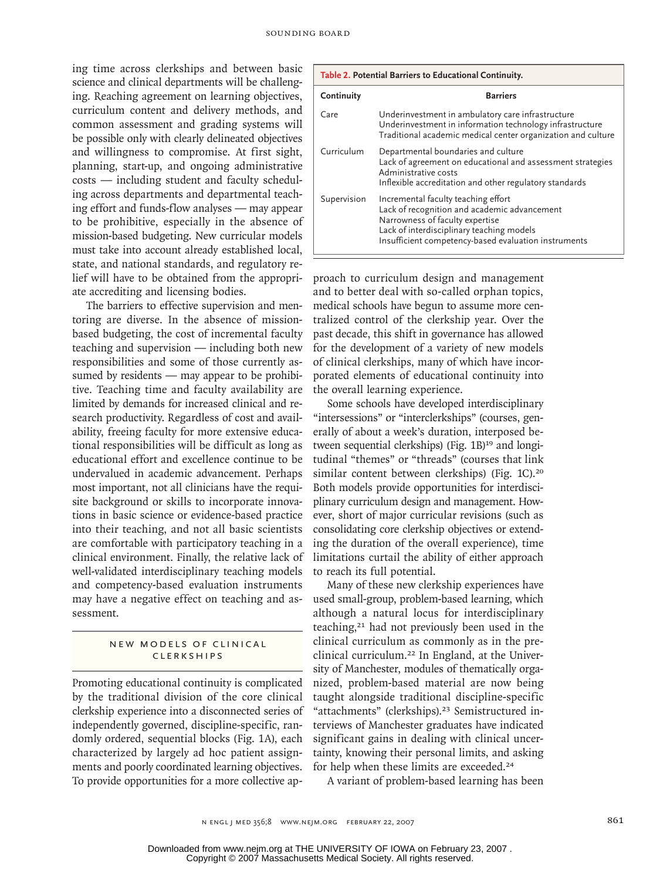ing time across clerkships and between basic science and clinical departments will be challenging. Reaching agreement on learning objectives, curriculum content and delivery methods, and common assessment and grading systems will be possible only with clearly delineated objectives and willingness to compromise. At first sight, planning, start-up, and ongoing administrative costs — including student and faculty scheduling across departments and departmental teaching effort and funds-flow analyses — may appear to be prohibitive, especially in the absence of mission-based budgeting. New curricular models must take into account already established local, state, and national standards, and regulatory relief will have to be obtained from the appropriate accrediting and licensing bodies.

The barriers to effective supervision and mentoring are diverse. In the absence of mission-based budgeting, the cost of incremental faculty teaching and supervision — including both new responsibilities and some of those currently assumed by residents — may appear to be prohibitive. Teaching time and faculty availability are limited by demands for increased clinical and research productivity. Regardless of cost and availability, freeing faculty for more extensive educational responsibilities will be difficult as long as educational effort and excellence continue to be undervalued in academic advancement. Perhaps most important, not all clinicians have the requisite background or skills to incorporate innovations in basic science or evidence-based practice into their teaching, and not all basic scientists are comfortable with participatory teaching in a clinical environment. Finally, the relative lack of well-validated interdisciplinary teaching models and competency-based evaluation instruments may have a negative effect on teaching and assessment.

**Table 2. Potential Barriers to Educational Continuity.**

| Continuity | Barriers |
|---|---|
| Care | Underinvestment in ambulatory care infrastructure<br>Underinvestment in information technology infrastructure<br>Traditional academic medical center organization and culture |
| Curriculum | Departmental boundaries and culture<br>Lack of agreement on educational and assessment strategies<br>Administrative costs<br>Inflexible accreditation and other regulatory standards |
| Supervision | Incremental faculty teaching effort<br>Lack of recognition and academic advancement<br>Narrowness of faculty expertise<br>Lack of interdisciplinary teaching models<br>Insufficient competency-based evaluation instruments |

## NEW MODELS OF CLINICAL CLERKSHIPS

Promoting educational continuity is complicated by the traditional division of the core clinical clerkship experience into a disconnected series of independently governed, discipline-specific, randomly ordered, sequential blocks (Fig. 1A), each characterized by largely ad hoc patient assignments and poorly coordinated learning objectives. To provide opportunities for a more collective approach to curriculum design and management and to better deal with so-called orphan topics, medical schools have begun to assume more centralized control of the clerkship year. Over the past decade, this shift in governance has allowed for the development of a variety of new models of clinical clerkships, many of which have incorporated elements of educational continuity into the overall learning experience.

Some schools have developed interdisciplinary "intersessions" or "interclerkships" (courses, generally of about a week's duration, interposed between sequential clerkships) (Fig. 1B)[19] and longitudinal "themes" or "threads" (courses that link similar content between clerkships) (Fig. 1C).[20] Both models provide opportunities for interdisciplinary curriculum design and management. However, short of major curricular revisions (such as consolidating core clerkship objectives or extending the duration of the overall experience), time limitations curtail the ability of either approach to reach its full potential.

Many of these new clerkship experiences have used small-group, problem-based learning, which although a natural locus for interdisciplinary teaching,[21] had not previously been used in the clinical curriculum as commonly as in the preclinical curriculum.[22] In England, at the University of Manchester, modules of thematically organized, problem-based material are now being taught alongside traditional discipline-specific "attachments" (clerkships).[23] Semistructured interviews of Manchester graduates have indicated significant gains in dealing with clinical uncertainty, knowing their personal limits, and asking for help when these limits are exceeded.[24]

A variant of problem-based learning has been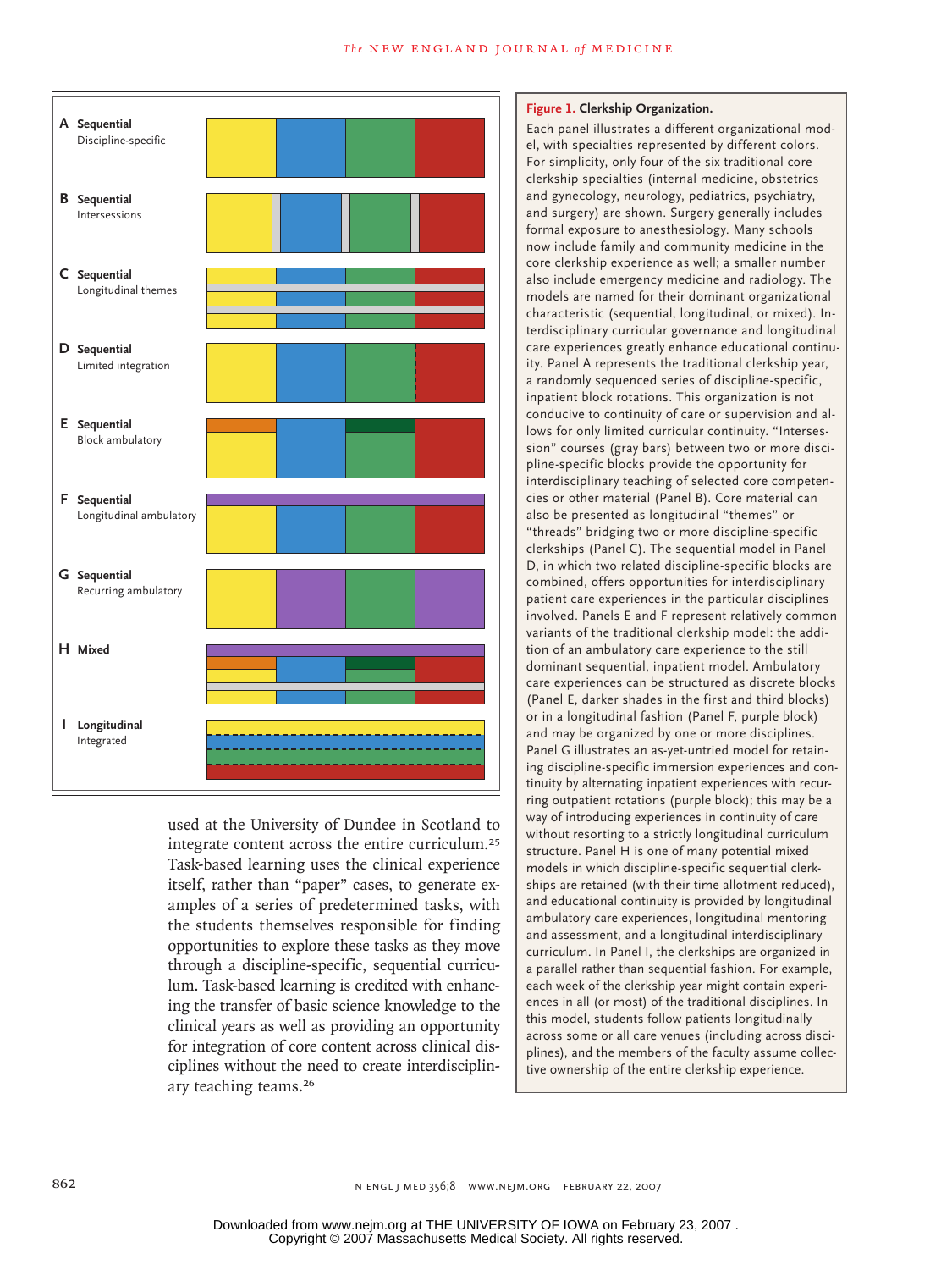A **Sequential** Discipline-specific

B **Sequential** Intersessions

C **Sequential** Longitudinal themes

D **Sequential** Limited integration

E **Sequential** Block ambulatory

F **Sequential** Longitudinal ambulatory

G **Sequential** Recurring ambulatory

H **Mixed**

I **Longitudinal** Integrated

**Figure 1. Clerkship Organization.**

Each panel illustrates a different organizational model, with specialties represented by different colors. For simplicity, only four of the six traditional core clerkship specialties (internal medicine, obstetrics and gynecology, neurology, pediatrics, psychiatry, and surgery) are shown. Surgery generally includes formal exposure to anesthesiology. Many schools now include family and community medicine in the core clerkship experience as well; a smaller number also include emergency medicine and radiology. The models are named for their dominant organizational characteristic (sequential, longitudinal, or mixed). Interdisciplinary curricular governance and longitudinal care experiences greatly enhance educational continuity. Panel A represents the traditional clerkship year, a randomly sequenced series of discipline-specific, inpatient block rotations. This organization is not conducive to continuity of care or supervision and allows for only limited curricular continuity. "Intersession" courses (gray bars) between two or more discipline-specific blocks provide the opportunity for interdisciplinary teaching of selected core competencies or other material (Panel B). Core material can also be presented as longitudinal "themes" or "threads" bridging two or more discipline-specific clerkships (Panel C). The sequential model in Panel D, in which two related discipline-specific blocks are combined, offers opportunities for interdisciplinary patient care experiences in the particular disciplines involved. Panels E and F represent relatively common variants of the traditional clerkship model: the addition of an ambulatory care experience to the still dominant sequential, inpatient model. Ambulatory care experiences can be structured as discrete blocks (Panel E, darker shades in the first and third blocks) or in a longitudinal fashion (Panel F, purple block) and may be organized by one or more disciplines. Panel G illustrates an as-yet-untried model for retaining discipline-specific immersion experiences and continuity by alternating inpatient experiences with recurring outpatient rotations (purple block); this may be a way of introducing experiences in continuity of care without resorting to a strictly longitudinal curriculum structure. Panel H is one of many potential mixed models in which discipline-specific sequential clerkships are retained (with their time allotment reduced), and educational continuity is provided by longitudinal ambulatory care experiences, longitudinal mentoring and assessment, and a longitudinal interdisciplinary curriculum. In Panel I, the clerkships are organized in a parallel rather than sequential fashion. For example, each week of the clerkship year might contain experiences in all (or most) of the traditional disciplines. In this model, students follow patients longitudinally across some or all care venues (including across disciplines), and the members of the faculty assume collective ownership of the entire clerkship experience.

used at the University of Dundee in Scotland to integrate content across the entire curriculum.[25] Task-based learning uses the clinical experience itself, rather than "paper" cases, to generate examples of a series of predetermined tasks, with the students themselves responsible for finding opportunities to explore these tasks as they move through a discipline-specific, sequential curriculum. Task-based learning is credited with enhancing the transfer of basic science knowledge to the clinical years as well as providing an opportunity for integration of core content across clinical disciplines without the need to create interdisciplinary teaching teams.[26]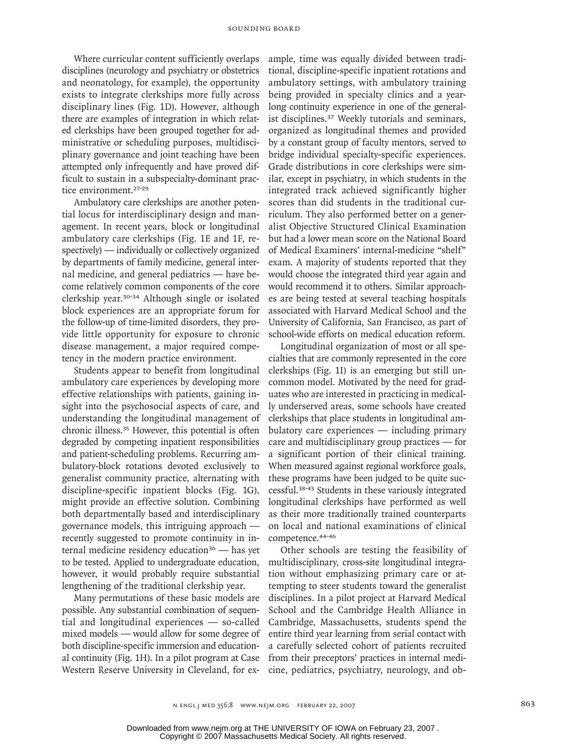Where curricular content sufficiently overlaps disciplines (neurology and psychiatry or obstetrics and neonatology, for example), the opportunity exists to integrate clerkships more fully across disciplinary lines (Fig. 1D). However, although there are examples of integration in which related clerkships have been grouped together for administrative or scheduling purposes, multidisciplinary governance and joint teaching have been attempted only infrequently and have proved difficult to sustain in a subspecialty-dominant practice environment.[27-29]

Ambulatory care clerkships are another potential locus for interdisciplinary design and management. In recent years, block or longitudinal ambulatory care clerkships (Fig. 1E and 1F, respectively) — individually or collectively organized by departments of family medicine, general internal medicine, and general pediatrics — have become relatively common components of the core clerkship year.[30-34] Although single or isolated block experiences are an appropriate forum for the follow-up of time-limited disorders, they provide little opportunity for exposure to chronic disease management, a major required competency in the modern practice environment.

Students appear to benefit from longitudinal ambulatory care experiences by developing more effective relationships with patients, gaining insight into the psychosocial aspects of care, and understanding the longitudinal management of chronic illness.[35] However, this potential is often degraded by competing inpatient responsibilities and patient-scheduling problems. Recurring ambulatory-block rotations devoted exclusively to generalist community practice, alternating with discipline-specific inpatient blocks (Fig. 1G), might provide an effective solution. Combining both departmentally based and interdisciplinary governance models, this intriguing approach — recently suggested to promote continuity in internal medicine residency education[36] — has yet to be tested. Applied to undergraduate education, however, it would probably require substantial lengthening of the traditional clerkship year.

Many permutations of these basic models are possible. Any substantial combination of sequential and longitudinal experiences — so-called mixed models — would allow for some degree of both discipline-specific immersion and educational continuity (Fig. 1H). In a pilot program at Case Western Reserve University in Cleveland, for example, time was equally divided between traditional, discipline-specific inpatient rotations and ambulatory settings, with ambulatory training being provided in specialty clinics and a yearlong continuity experience in one of the generalist disciplines.[37] Weekly tutorials and seminars, organized as longitudinal themes and provided by a constant group of faculty mentors, served to bridge individual specialty-specific experiences. Grade distributions in core clerkships were similar, except in psychiatry, in which students in the integrated track achieved significantly higher scores than did students in the traditional curriculum. They also performed better on a generalist Objective Structured Clinical Examination but had a lower mean score on the National Board of Medical Examiners' internal-medicine "shelf" exam. A majority of students reported that they would choose the integrated third year again and would recommend it to others. Similar approaches are being tested at several teaching hospitals associated with Harvard Medical School and the University of California, San Francisco, as part of school-wide efforts on medical education reform.

Longitudinal organization of most or all specialties that are commonly represented in the core clerkships (Fig. 1I) is an emerging but still uncommon model. Motivated by the need for graduates who are interested in practicing in medically underserved areas, some schools have created clerkships that place students in longitudinal ambulatory care experiences — including primary care and multidisciplinary group practices — for a significant portion of their clinical training. When measured against regional workforce goals, these programs have been judged to be quite successful.[38-43] Students in these variously integrated longitudinal clerkships have performed as well as their more traditionally trained counterparts on local and national examinations of clinical competence.[44-46]

Other schools are testing the feasibility of multidisciplinary, cross-site longitudinal integration without emphasizing primary care or attempting to steer students toward the generalist disciplines. In a pilot project at Harvard Medical School and the Cambridge Health Alliance in Cambridge, Massachusetts, students spend the entire third year learning from serial contact with a carefully selected cohort of patients recruited from their preceptors' practices in internal medicine, pediatrics, psychiatry, neurology, and ob-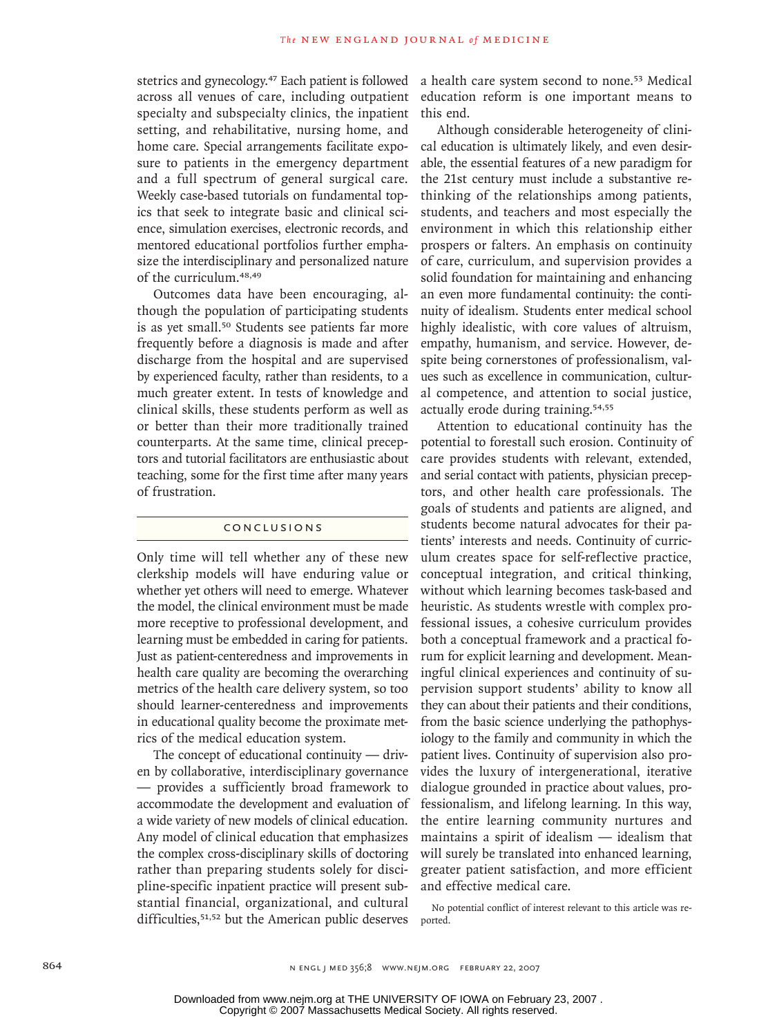stetrics and gynecology.[47] Each patient is followed across all venues of care, including outpatient specialty and subspecialty clinics, the inpatient setting, and rehabilitative, nursing home, and home care. Special arrangements facilitate exposure to patients in the emergency department and a full spectrum of general surgical care. Weekly case-based tutorials on fundamental topics that seek to integrate basic and clinical science, simulation exercises, electronic records, and mentored educational portfolios further emphasize the interdisciplinary and personalized nature of the curriculum.[48,49]

Outcomes data have been encouraging, although the population of participating students is as yet small.[50] Students see patients far more frequently before a diagnosis is made and after discharge from the hospital and are supervised by experienced faculty, rather than residents, to a much greater extent. In tests of knowledge and clinical skills, these students perform as well as or better than their more traditionally trained counterparts. At the same time, clinical preceptors and tutorial facilitators are enthusiastic about teaching, some for the first time after many years of frustration.

## CONCLUSIONS

Only time will tell whether any of these new clerkship models will have enduring value or whether yet others will need to emerge. Whatever the model, the clinical environment must be made more receptive to professional development, and learning must be embedded in caring for patients. Just as patient-centeredness and improvements in health care quality are becoming the overarching metrics of the health care delivery system, so too should learner-centeredness and improvements in educational quality become the proximate metrics of the medical education system.

The concept of educational continuity — driven by collaborative, interdisciplinary governance — provides a sufficiently broad framework to accommodate the development and evaluation of a wide variety of new models of clinical education. Any model of clinical education that emphasizes the complex cross-disciplinary skills of doctoring rather than preparing students solely for discipline-specific inpatient practice will present substantial financial, organizational, and cultural difficulties,[51,52] but the American public deserves a health care system second to none.[53] Medical education reform is one important means to this end.

Although considerable heterogeneity of clinical education is ultimately likely, and even desirable, the essential features of a new paradigm for the 21st century must include a substantive rethinking of the relationships among patients, students, and teachers and most especially the environment in which this relationship either prospers or falters. An emphasis on continuity of care, curriculum, and supervision provides a solid foundation for maintaining and enhancing an even more fundamental continuity: the continuity of idealism. Students enter medical school highly idealistic, with core values of altruism, empathy, humanism, and service. However, despite being cornerstones of professionalism, values such as excellence in communication, cultural competence, and attention to social justice, actually erode during training.[54,55]

Attention to educational continuity has the potential to forestall such erosion. Continuity of care provides students with relevant, extended, and serial contact with patients, physician preceptors, and other health care professionals. The goals of students and patients are aligned, and students become natural advocates for their patients' interests and needs. Continuity of curriculum creates space for self-reflective practice, conceptual integration, and critical thinking, without which learning becomes task-based and heuristic. As students wrestle with complex professional issues, a cohesive curriculum provides both a conceptual framework and a practical forum for explicit learning and development. Meaningful clinical experiences and continuity of supervision support students' ability to know all they can about their patients and their conditions, from the basic science underlying the pathophysiology to the family and community in which the patient lives. Continuity of supervision also provides the luxury of intergenerational, iterative dialogue grounded in practice about values, professionalism, and lifelong learning. In this way, the entire learning community nurtures and maintains a spirit of idealism — idealism that will surely be translated into enhanced learning, greater patient satisfaction, and more efficient and effective medical care.

No potential conflict of interest relevant to this article was reported.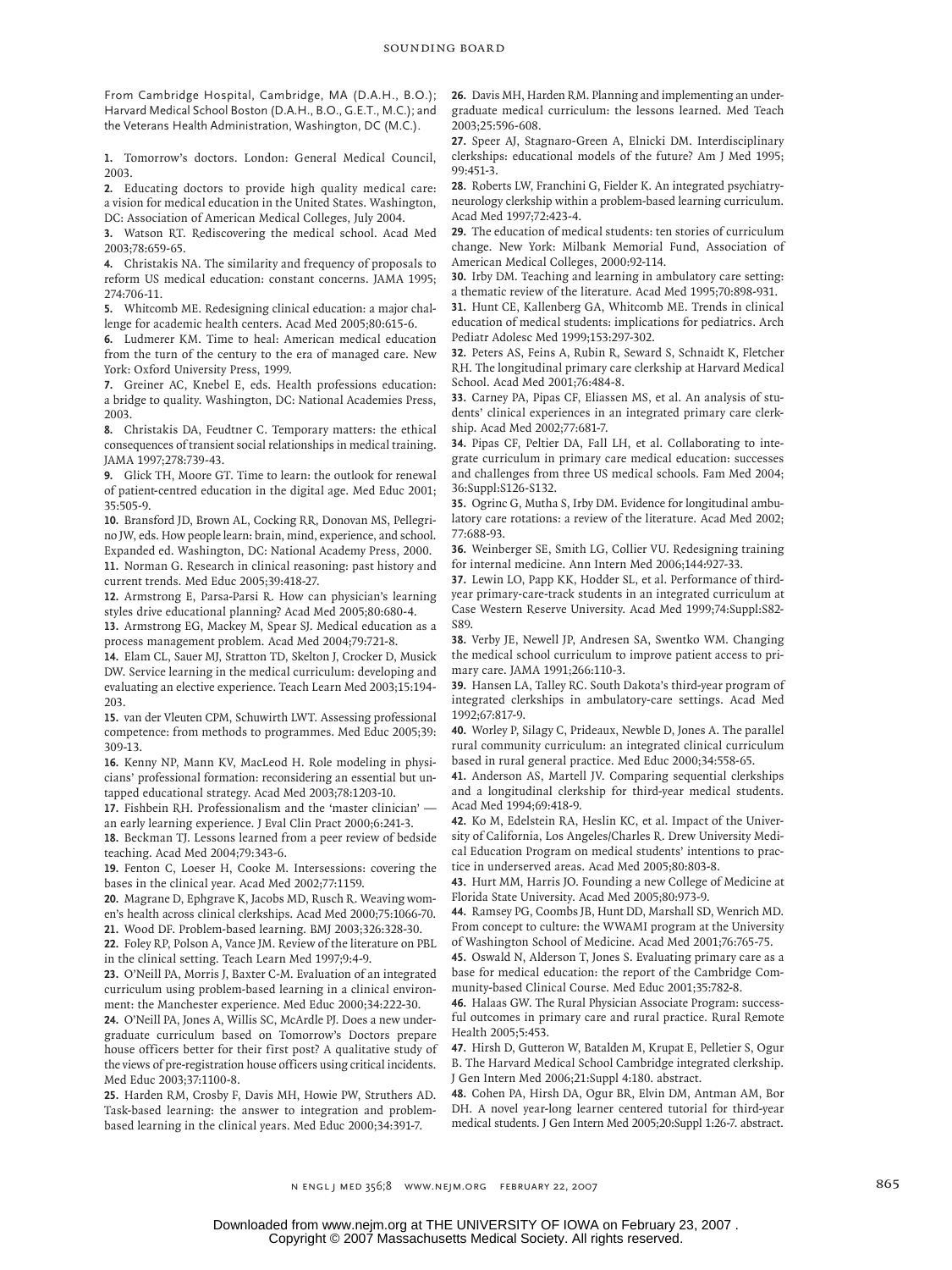From Cambridge Hospital, Cambridge, MA (D.A.H., B.O.); Harvard Medical School Boston (D.A.H., B.O., G.E.T., M.C.); and the Veterans Health Administration, Washington, DC (M.C.).

1. Tomorrow's doctors. London: General Medical Council, 2003.
2. Educating doctors to provide high quality medical care: a vision for medical education in the United States. Washington, DC: Association of American Medical Colleges, July 2004.
3. Watson RT. Rediscovering the medical school. Acad Med 2003;78:659-65.
4. Christakis NA. The similarity and frequency of proposals to reform US medical education: constant concerns. JAMA 1995; 274:706-11.
5. Whitcomb ME. Redesigning clinical education: a major challenge for academic health centers. Acad Med 2005;80:615-6.
6. Ludmerer KM. Time to heal: American medical education from the turn of the century to the era of managed care. New York: Oxford University Press, 1999.
7. Greiner AC, Knebel E, eds. Health professions education: a bridge to quality. Washington, DC: National Academies Press, 2003.
8. Christakis DA, Feudtner C. Temporary matters: the ethical consequences of transient social relationships in medical training. JAMA 1997;278:739-43.
9. Glick TH, Moore GT. Time to learn: the outlook for renewal of patient-centred education in the digital age. Med Educ 2001; 35:505-9.
10. Bransford JD, Brown AL, Cocking RR, Donovan MS, Pellegrino JW, eds. How people learn: brain, mind, experience, and school. Expanded ed. Washington, DC: National Academy Press, 2000.
11. Norman G. Research in clinical reasoning: past history and current trends. Med Educ 2005;39:418-27.
12. Armstrong E, Parsa-Parsi R. How can physician's learning styles drive educational planning? Acad Med 2005;80:680-4.
13. Armstrong EG, Mackey M, Spear SJ. Medical education as a process management problem. Acad Med 2004;79:721-8.
14. Elam CL, Sauer MJ, Stratton TD, Skelton J, Crocker D, Musick DW. Service learning in the medical curriculum: developing and evaluating an elective experience. Teach Learn Med 2003;15:194-203.
15. van der Vleuten CPM, Schuwirth LWT. Assessing professional competence: from methods to programmes. Med Educ 2005;39: 309-13.
16. Kenny NP, Mann KV, MacLeod H. Role modeling in physicians' professional formation: reconsidering an essential but untapped educational strategy. Acad Med 2003;78:1203-10.
17. Fishbein RH. Professionalism and the 'master clinician' — an early learning experience. J Eval Clin Pract 2000;6:241-3.
18. Beckman TJ. Lessons learned from a peer review of bedside teaching. Acad Med 2004;79:343-6.
19. Fenton C, Loeser H, Cooke M. Intersessions: covering the bases in the clinical year. Acad Med 2002;77:1159.
20. Magrane D, Ephgrave K, Jacobs MD, Rusch R. Weaving women's health across clinical clerkships. Acad Med 2000;75:1066-70.
21. Wood DF. Problem-based learning. BMJ 2003;326:328-30.
22. Foley RP, Polson A, Vance JM. Review of the literature on PBL in the clinical setting. Teach Learn Med 1997;9:4-9.
23. O'Neill PA, Morris J, Baxter C-M. Evaluation of an integrated curriculum using problem-based learning in a clinical environment: the Manchester experience. Med Educ 2000;34:222-30.
24. O'Neill PA, Jones A, Willis SC, McArdle PJ. Does a new undergraduate curriculum based on Tomorrow's Doctors prepare house officers better for their first post? A qualitative study of the views of pre-registration house officers using critical incidents. Med Educ 2003;37:1100-8.
25. Harden RM, Crosby F, Davis MH, Howie PW, Struthers AD. Task-based learning: the answer to integration and problem-based learning in the clinical years. Med Educ 2000;34:391-7.
26. Davis MH, Harden RM. Planning and implementing an undergraduate medical curriculum: the lessons learned. Med Teach 2003;25:596-608.
27. Speer AJ, Stagnaro-Green A, Elnicki DM. Interdisciplinary clerkships: educational models of the future? Am J Med 1995; 99:451-3.
28. Roberts LW, Franchini G, Fielder K. An integrated psychiatry-neurology clerkship within a problem-based learning curriculum. Acad Med 1997;72:423-4.
29. The education of medical students: ten stories of curriculum change. New York: Milbank Memorial Fund, Association of American Medical Colleges, 2000:92-114.
30. Irby DM. Teaching and learning in ambulatory care setting: a thematic review of the literature. Acad Med 1995;70:898-931.
31. Hunt CE, Kallenberg GA, Whitcomb ME. Trends in clinical education of medical students: implications for pediatrics. Arch Pediatr Adolesc Med 1999;153:297-302.
32. Peters AS, Feins A, Rubin R, Seward S, Schnaidt K, Fletcher RH. The longitudinal primary care clerkship at Harvard Medical School. Acad Med 2001;76:484-8.
33. Carney PA, Pipas CF, Eliassen MS, et al. An analysis of students' clinical experiences in an integrated primary care clerkship. Acad Med 2002;77:681-7.
34. Pipas CF, Peltier DA, Fall LH, et al. Collaborating to integrate curriculum in primary care medical education: successes and challenges from three US medical schools. Fam Med 2004; 36:Suppl:S126-S132.
35. Ogrinc G, Mutha S, Irby DM. Evidence for longitudinal ambulatory care rotations: a review of the literature. Acad Med 2002; 77:688-93.
36. Weinberger SE, Smith LG, Collier VU. Redesigning training for internal medicine. Ann Intern Med 2006;144:927-33.
37. Lewin LO, Papp KK, Hodder SL, et al. Performance of third-year primary-care-track students in an integrated curriculum at Case Western Reserve University. Acad Med 1999;74:Suppl:S82-S89.
38. Verby JE, Newell JP, Andresen SA, Swentko WM. Changing the medical school curriculum to improve patient access to primary care. JAMA 1991;266:110-3.
39. Hansen LA, Talley RC. South Dakota's third-year program of integrated clerkships in ambulatory-care settings. Acad Med 1992;67:817-9.
40. Worley P, Silagy C, Prideaux, Newble D, Jones A. The parallel rural community curriculum: an integrated clinical curriculum based in rural general practice. Med Educ 2000;34:558-65.
41. Anderson AS, Martell JV. Comparing sequential clerkships and a longitudinal clerkship for third-year medical students. Acad Med 1994;69:418-9.
42. Ko M, Edelstein RA, Heslin KC, et al. Impact of the University of California, Los Angeles/Charles R. Drew University Medical Education Program on medical students' intentions to practice in underserved areas. Acad Med 2005;80:803-8.
43. Hurt MM, Harris JO. Founding a new College of Medicine at Florida State University. Acad Med 2005;80:973-9.
44. Ramsey PG, Coombs JB, Hunt DD, Marshall SD, Wenrich MD. From concept to culture: the WWAMI program at the University of Washington School of Medicine. Acad Med 2001;76:765-75.
45. Oswald N, Alderson T, Jones S. Evaluating primary care as a base for medical education: the report of the Cambridge Community-based Clinical Course. Med Educ 2001;35:782-8.
46. Halaas GW. The Rural Physician Associate Program: successful outcomes in primary care and rural practice. Rural Remote Health 2005;5:453.
47. Hirsh D, Gutteron W, Batalden M, Krupat E, Pelletier S, Ogur B. The Harvard Medical School Cambridge integrated clerkship. J Gen Intern Med 2006;21:Suppl 4:180. abstract.
48. Cohen PA, Hirsh DA, Ogur BR, Elvin DM, Antman AM, Bor DH. A novel year-long learner centered tutorial for third-year medical students. J Gen Intern Med 2005;20:Suppl 1:26-7. abstract.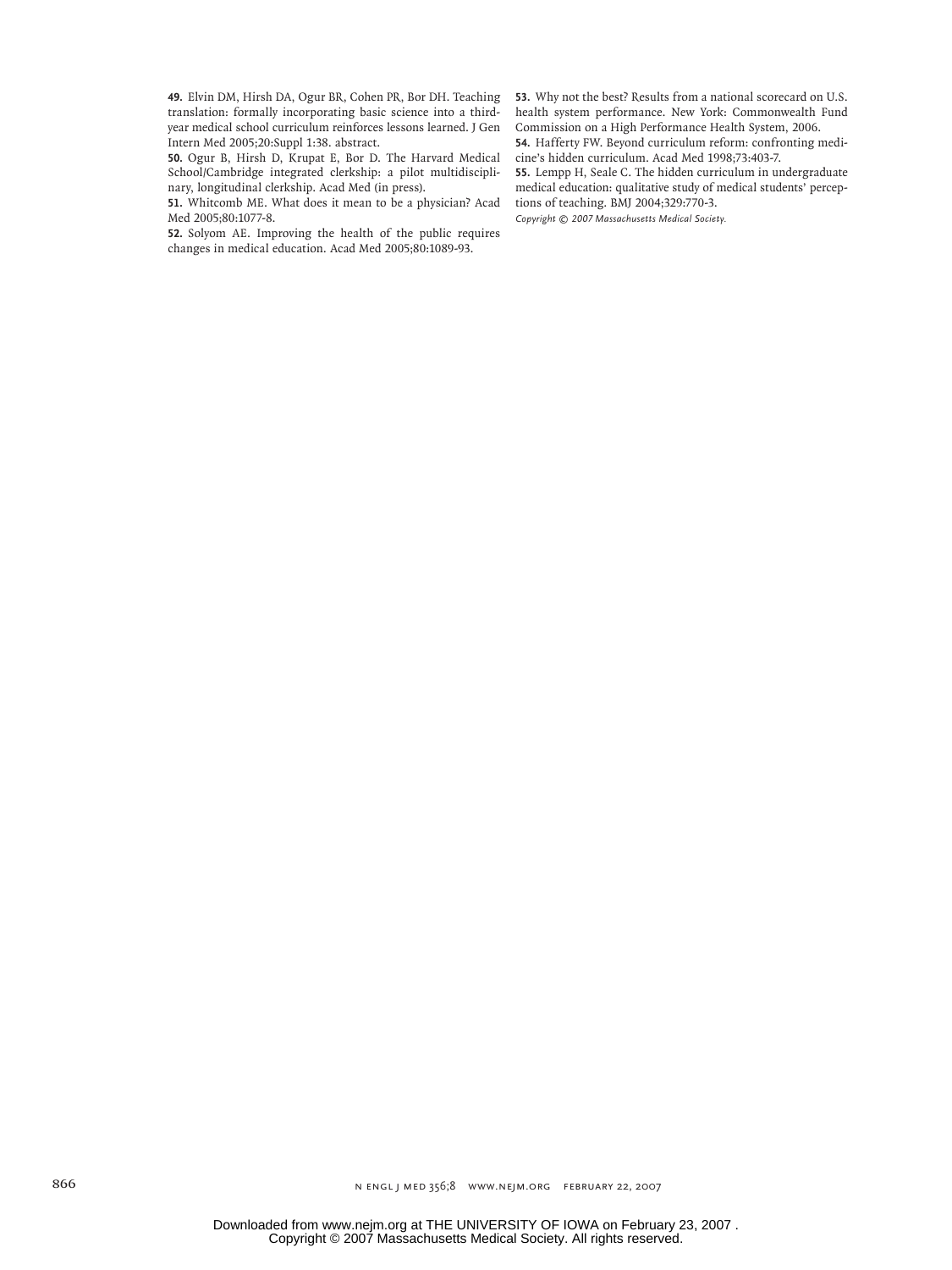**49.** Elvin DM, Hirsh DA, Ogur BR, Cohen PR, Bor DH. Teaching translation: formally incorporating basic science into a third-year medical school curriculum reinforces lessons learned. J Gen Intern Med 2005;20:Suppl 1:38. abstract.

**50.** Ogur B, Hirsh D, Krupat E, Bor D. The Harvard Medical School/Cambridge integrated clerkship: a pilot multidisciplinary, longitudinal clerkship. Acad Med (in press).

**51.** Whitcomb ME. What does it mean to be a physician? Acad Med 2005;80:1077-8.

**52.** Solyom AE. Improving the health of the public requires changes in medical education. Acad Med 2005;80:1089-93.

**53.** Why not the best? Results from a national scorecard on U.S. health system performance. New York: Commonwealth Fund Commission on a High Performance Health System, 2006.

**54.** Hafferty FW. Beyond curriculum reform: confronting medicine's hidden curriculum. Acad Med 1998;73:403-7.

**55.** Lempp H, Seale C. The hidden curriculum in undergraduate medical education: qualitative study of medical students' perceptions of teaching. BMJ 2004;329:770-3.

*Copyright © 2007 Massachusetts Medical Society.*